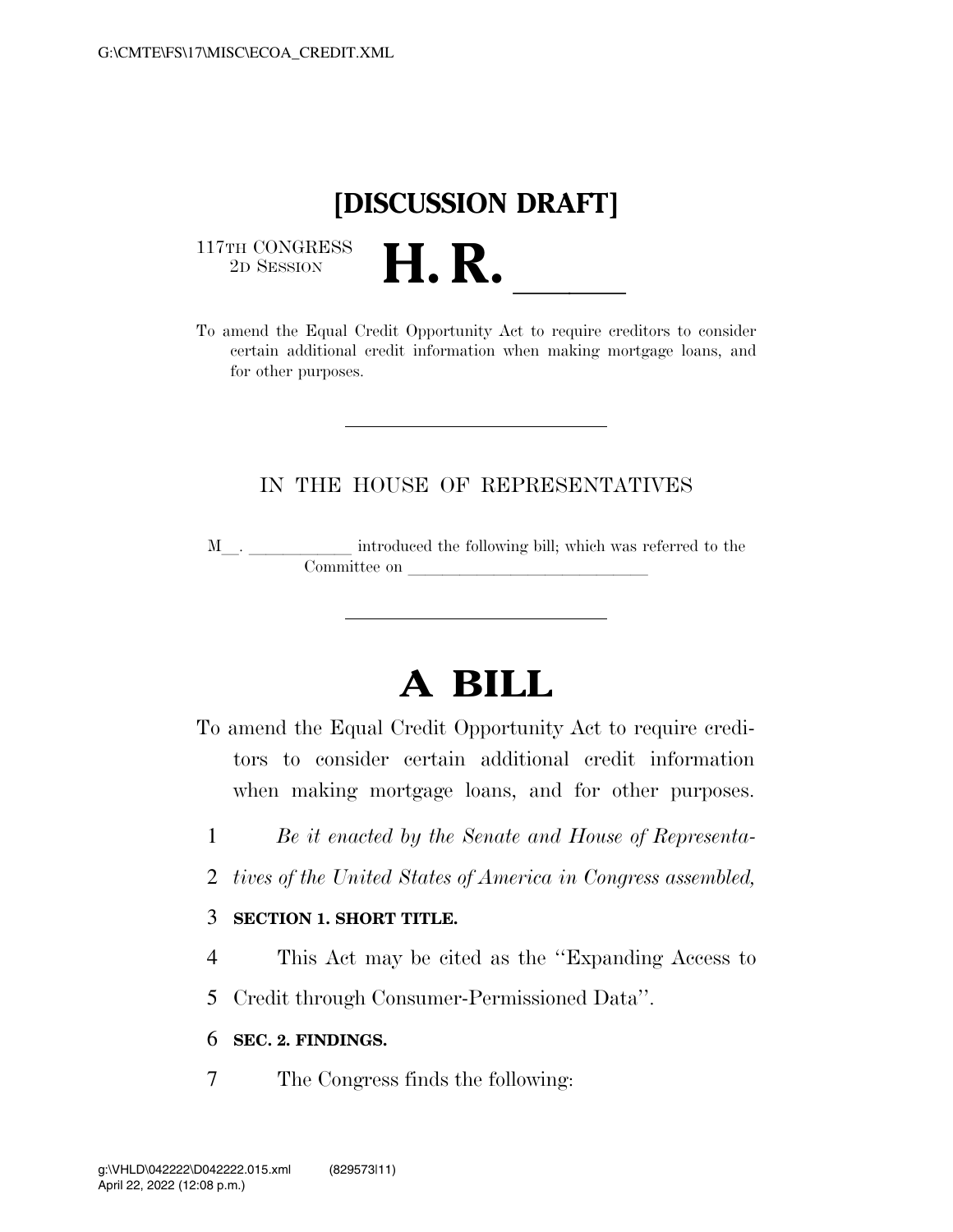G:\CMTE\FS\17\MISC\ECOA_CREDIT.XML

# [DISCUSSION DRAFT]

117TH CONGRESS
2D SESSION

# H. R. ______

To amend the Equal Credit Opportunity Act to require creditors to consider certain additional credit information when making mortgage loans, and for other purposes.

---

IN THE HOUSE OF REPRESENTATIVES

M__. ____________ introduced the following bill; which was referred to the Committee on ____________________________

---

# A BILL

To amend the Equal Credit Opportunity Act to require creditors to consider certain additional credit information when making mortgage loans, and for other purposes.

1 *Be it enacted by the Senate and House of Representa-*
2 *tives of the United States of America in Congress assembled,*

3 **SECTION 1. SHORT TITLE.**

4 This Act may be cited as the ''Expanding Access to
5 Credit through Consumer-Permissioned Data''.

6 **SEC. 2. FINDINGS.**

7 The Congress finds the following:

g:\VHLD\042222\D042222.015.xml (829573|11)
April 22, 2022 (12:08 p.m.)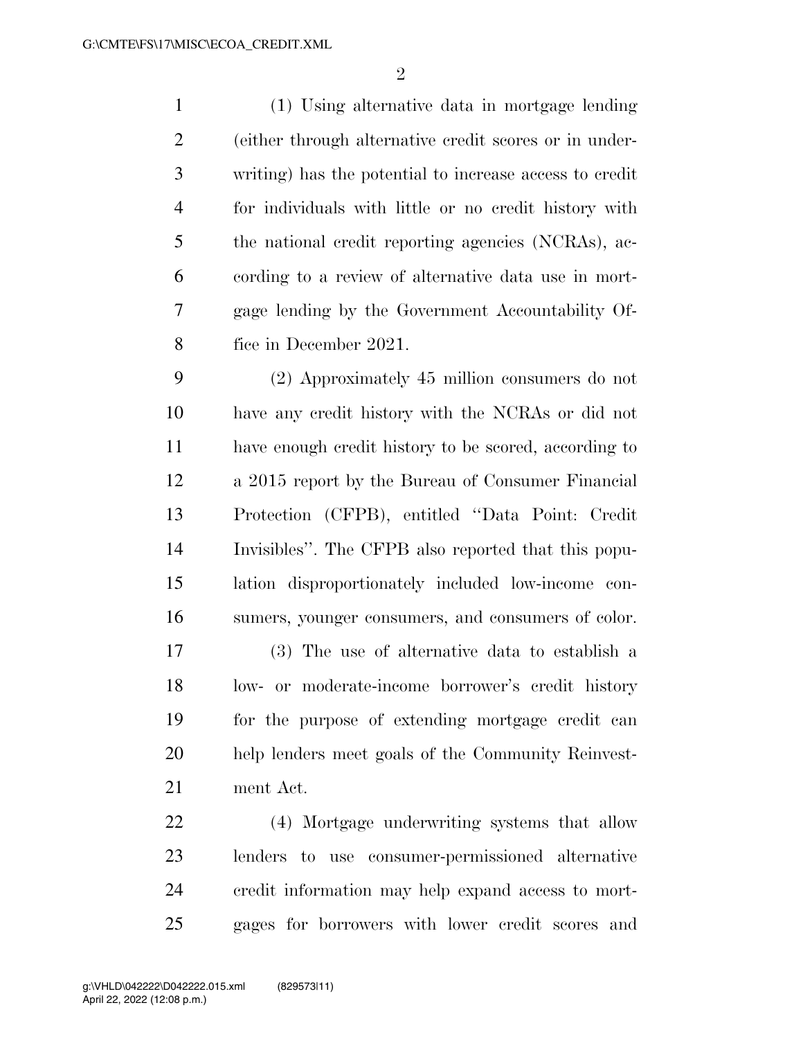(1) Using alternative data in mortgage lending (either through alternative credit scores or in underwriting) has the potential to increase access to credit for individuals with little or no credit history with the national credit reporting agencies (NCRAs), according to a review of alternative data use in mortgage lending by the Government Accountability Office in December 2021.

(2) Approximately 45 million consumers do not have any credit history with the NCRAs or did not have enough credit history to be scored, according to a 2015 report by the Bureau of Consumer Financial Protection (CFPB), entitled ''Data Point: Credit Invisibles''. The CFPB also reported that this population disproportionately included low-income consumers, younger consumers, and consumers of color.

(3) The use of alternative data to establish a low- or moderate-income borrower's credit history for the purpose of extending mortgage credit can help lenders meet goals of the Community Reinvestment Act.

(4) Mortgage underwriting systems that allow lenders to use consumer-permissioned alternative credit information may help expand access to mortgages for borrowers with lower credit scores and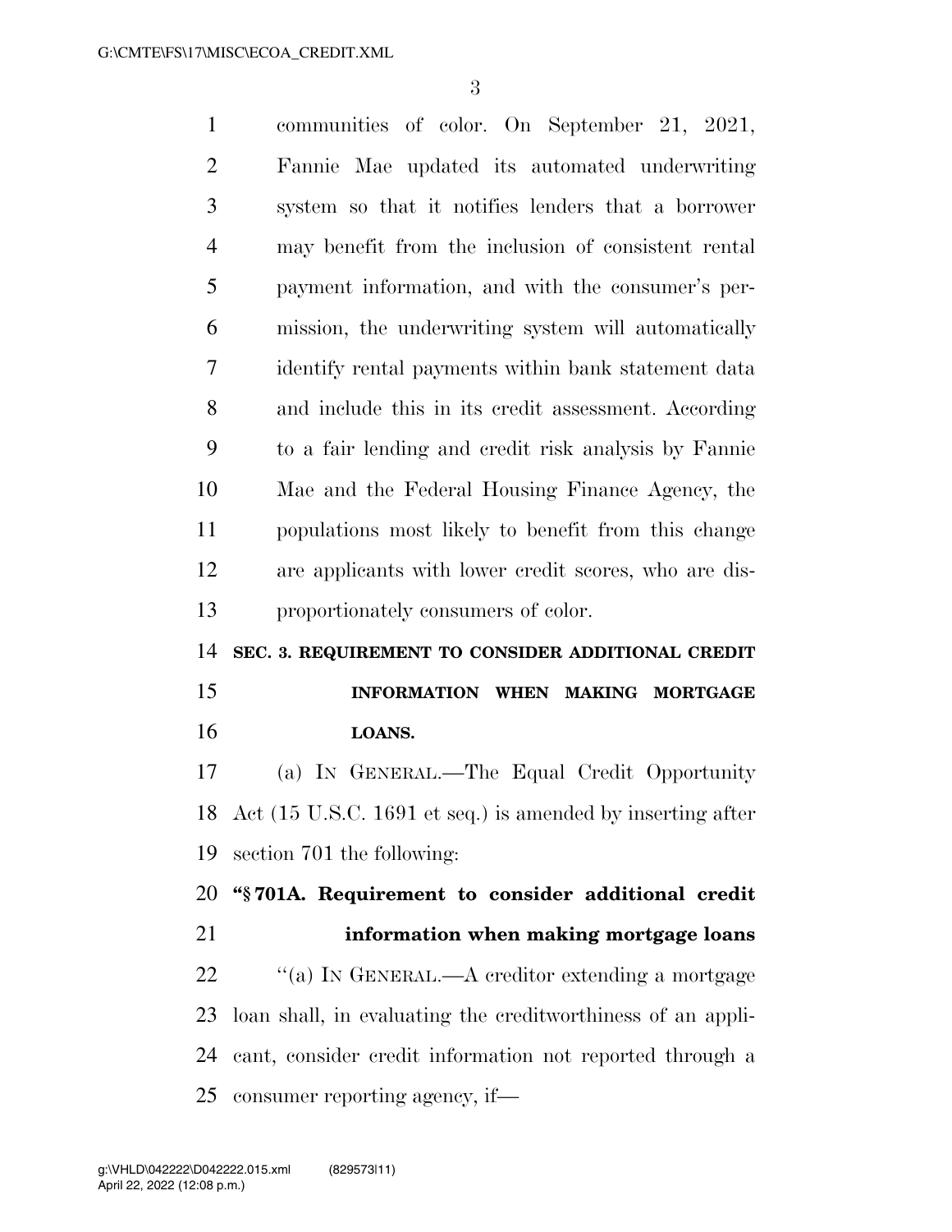communities of color. On September 21, 2021, Fannie Mae updated its automated underwriting system so that it notifies lenders that a borrower may benefit from the inclusion of consistent rental payment information, and with the consumer's permission, the underwriting system will automatically identify rental payments within bank statement data and include this in its credit assessment. According to a fair lending and credit risk analysis by Fannie Mae and the Federal Housing Finance Agency, the populations most likely to benefit from this change are applicants with lower credit scores, who are disproportionately consumers of color.

## SEC. 3. REQUIREMENT TO CONSIDER ADDITIONAL CREDIT INFORMATION WHEN MAKING MORTGAGE LOANS.

(a) IN GENERAL.—The Equal Credit Opportunity Act (15 U.S.C. 1691 et seq.) is amended by inserting after section 701 the following:

**"§ 701A. Requirement to consider additional credit information when making mortgage loans**

"(a) IN GENERAL.—A creditor extending a mortgage loan shall, in evaluating the creditworthiness of an applicant, consider credit information not reported through a consumer reporting agency, if—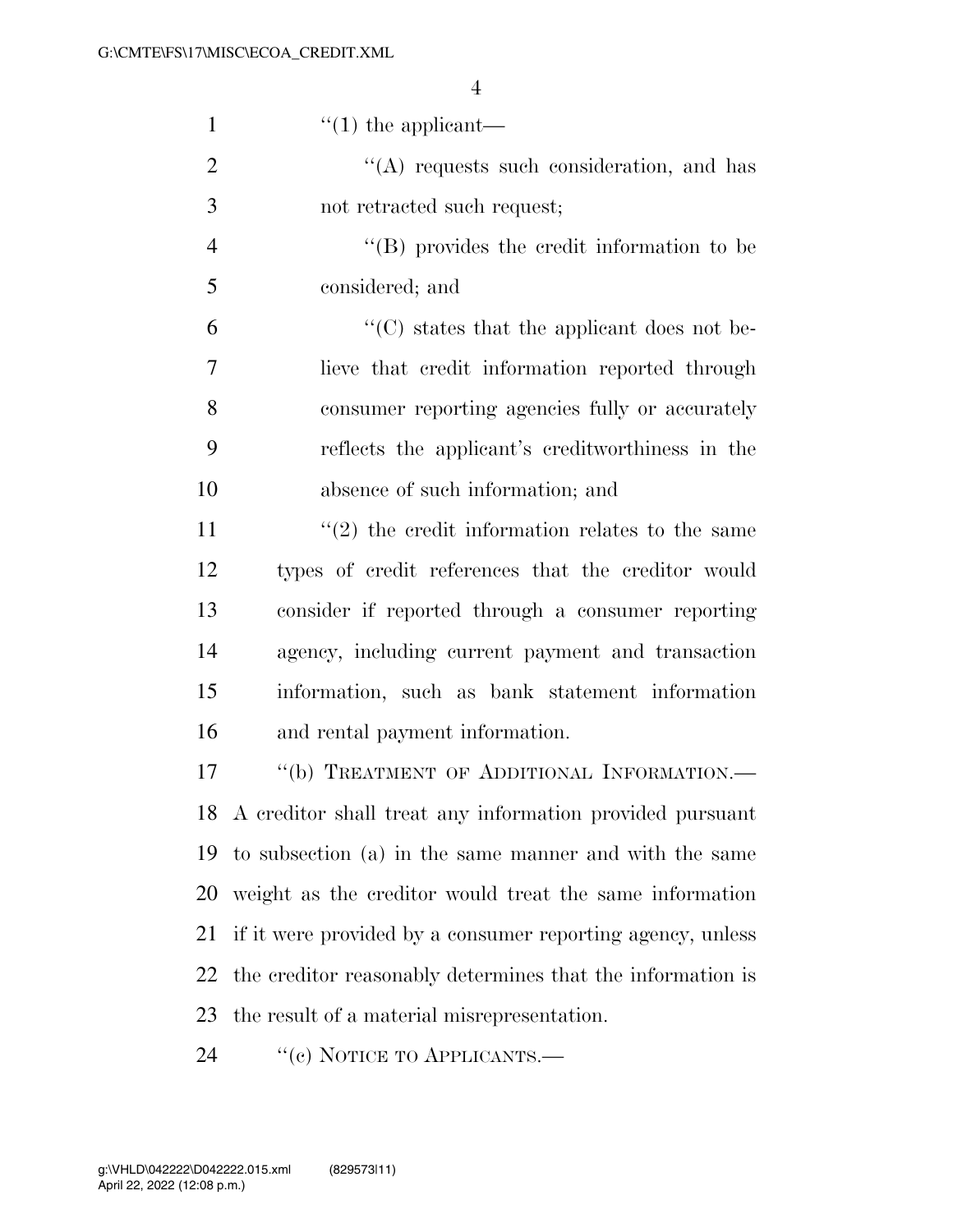"(1) the applicant—

"(A) requests such consideration, and has not retracted such request;

"(B) provides the credit information to be considered; and

"(C) states that the applicant does not believe that credit information reported through consumer reporting agencies fully or accurately reflects the applicant's creditworthiness in the absence of such information; and

"(2) the credit information relates to the same types of credit references that the creditor would consider if reported through a consumer reporting agency, including current payment and transaction information, such as bank statement information and rental payment information.

"(b) TREATMENT OF ADDITIONAL INFORMATION.—A creditor shall treat any information provided pursuant to subsection (a) in the same manner and with the same weight as the creditor would treat the same information if it were provided by a consumer reporting agency, unless the creditor reasonably determines that the information is the result of a material misrepresentation.

"(c) NOTICE TO APPLICANTS.—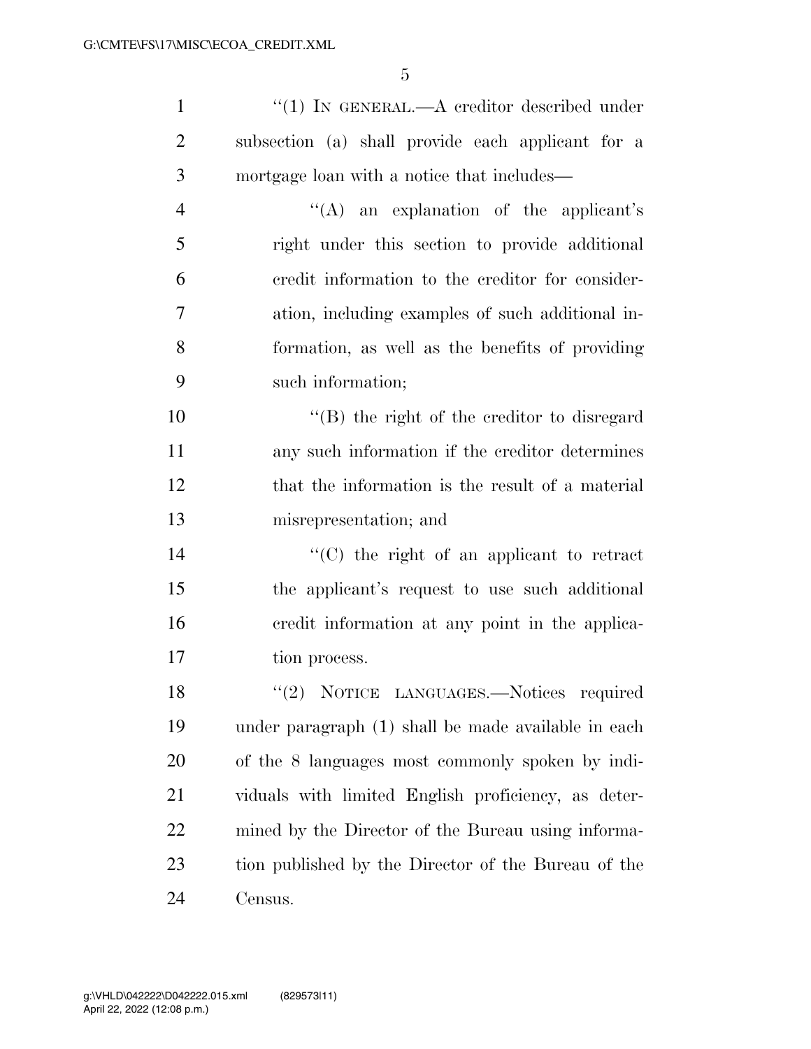"(1) IN GENERAL.—A creditor described under subsection (a) shall provide each applicant for a mortgage loan with a notice that includes—

"(A) an explanation of the applicant's right under this section to provide additional credit information to the creditor for consideration, including examples of such additional information, as well as the benefits of providing such information;

"(B) the right of the creditor to disregard any such information if the creditor determines that the information is the result of a material misrepresentation; and

"(C) the right of an applicant to retract the applicant's request to use such additional credit information at any point in the application process.

"(2) NOTICE LANGUAGES.—Notices required under paragraph (1) shall be made available in each of the 8 languages most commonly spoken by individuals with limited English proficiency, as determined by the Director of the Bureau using information published by the Director of the Bureau of the Census.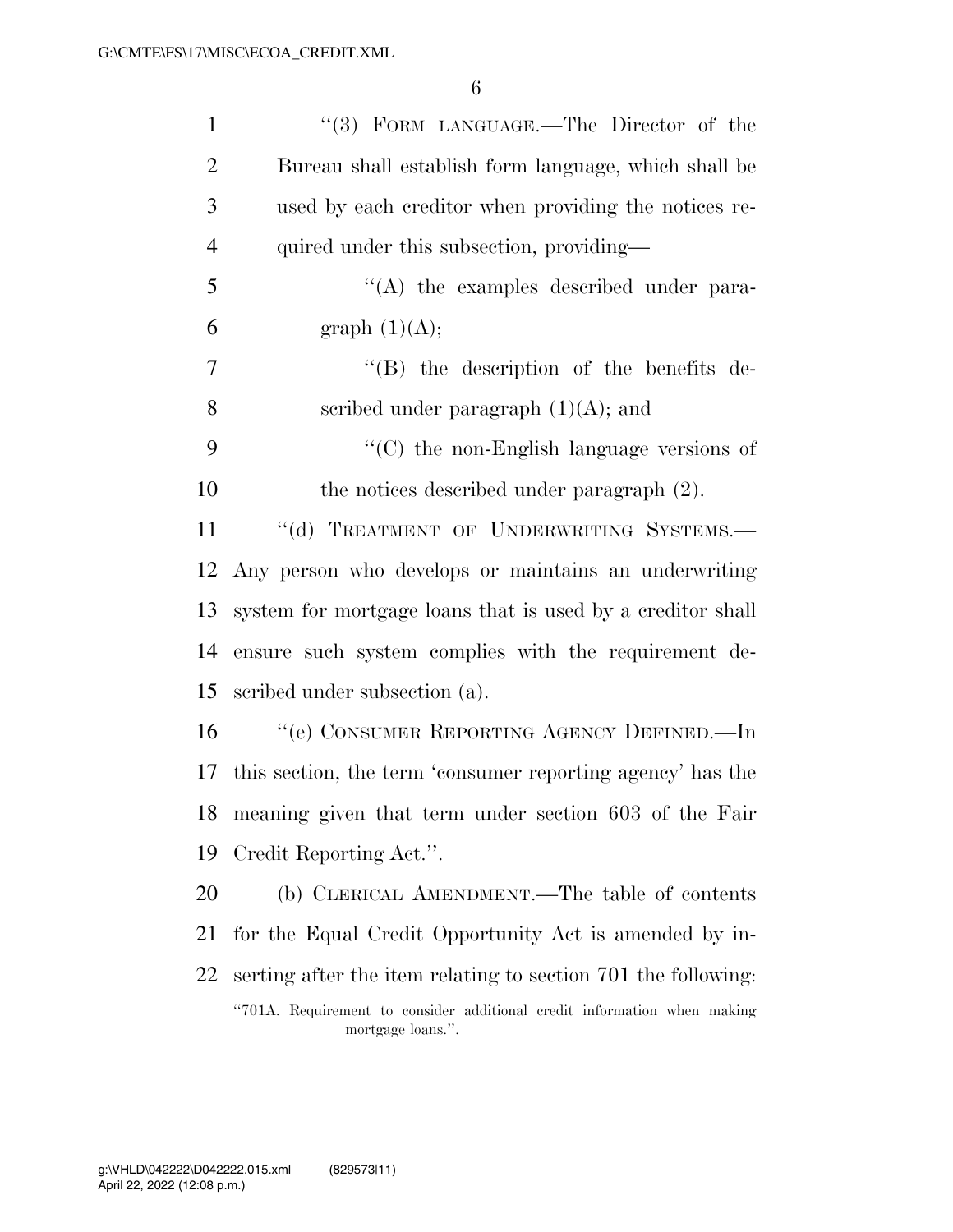"(3) FORM LANGUAGE.—The Director of the Bureau shall establish form language, which shall be used by each creditor when providing the notices required under this subsection, providing—

"(A) the examples described under paragraph (1)(A);

"(B) the description of the benefits described under paragraph (1)(A); and

"(C) the non-English language versions of the notices described under paragraph (2).

"(d) TREATMENT OF UNDERWRITING SYSTEMS.—Any person who develops or maintains an underwriting system for mortgage loans that is used by a creditor shall ensure such system complies with the requirement described under subsection (a).

"(e) CONSUMER REPORTING AGENCY DEFINED.—In this section, the term 'consumer reporting agency' has the meaning given that term under section 603 of the Fair Credit Reporting Act.".

(b) CLERICAL AMENDMENT.—The table of contents for the Equal Credit Opportunity Act is amended by inserting after the item relating to section 701 the following:

"701A. Requirement to consider additional credit information when making mortgage loans.".